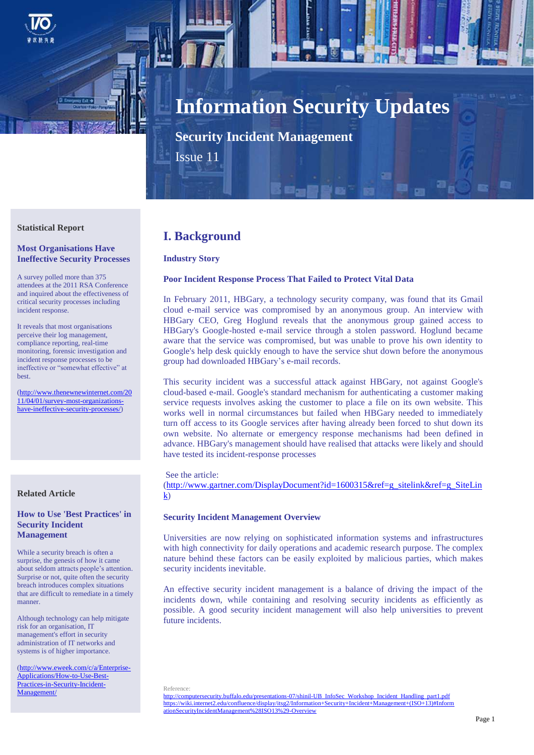# Information Security Updates

## Security Incident Management

Issue 11

### Statistical Report

**Most Organisations Have Ineffective Security Processes**

A survey polled more than 375 attendees at the 2011 RSA Conference and inquired about the effectiveness of critical security processes including incident response.

It reveals that most organisations perceive their log management, compliance reporting, real-time monitoring, forensic investigation and incident response processes to be ineffective or "somewhat effective" at best.

(http://www.thenewnewinternet.com/2011/04/01/survey-most-organizations-have-ineffective-security-processes/)

### Related Article

**How to Use 'Best Practices' in Security Incident Management**

While a security breach is often a surprise, the genesis of how it came about seldom attracts people's attention. Surprise or not, quite often the security breach introduces complex situations that are difficult to remediate in a timely manner.

Although technology can help mitigate risk for an organisation, IT management's effort in security administration of IT networks and systems is of higher importance.

(http://www.eweek.com/c/a/Enterprise-Applications/How-to-Use-Best-Practices-in-Security-Incident-Management/

## I. Background

### Industry Story

#### Poor Incident Response Process That Failed to Protect Vital Data

In February 2011, HBGary, a technology security company, was found that its Gmail cloud e-mail service was compromised by an anonymous group. An interview with HBGary CEO, Greg Hoglund reveals that the anonymous group gained access to HBGary's Google-hosted e-mail service through a stolen password. Hoglund became aware that the service was compromised, but was unable to prove his own identity to Google's help desk quickly enough to have the service shut down before the anonymous group had downloaded HBGary's e-mail records.

This security incident was a successful attack against HBGary, not against Google's cloud-based e-mail. Google's standard mechanism for authenticating a customer making service requests involves asking the customer to place a file on its own website. This works well in normal circumstances but failed when HBGary needed to immediately turn off access to its Google services after having already been forced to shut down its own website. No alternate or emergency response mechanisms had been defined in advance. HBGary's management should have realised that attacks were likely and should have tested its incident-response processes

See the article:
(http://www.gartner.com/DisplayDocument?id=1600315&ref=g_sitelink&ref=g_SiteLink)

### Security Incident Management Overview

Universities are now relying on sophisticated information systems and infrastructures with high connectivity for daily operations and academic research purpose. The complex nature behind these factors can be easily exploited by malicious parties, which makes security incidents inevitable.

An effective security incident management is a balance of driving the impact of the incidents down, while containing and resolving security incidents as efficiently as possible. A good security incident management will also help universities to prevent future incidents.

Reference:
http://computersecurity.buffalo.edu/presentations-07/shinil-UB_InfoSec_Workshop_Incident_Handling_part1.pdf
https://wiki.internet2.edu/confluence/display/itsg2/Information+Security+Incident+Management+(ISO+13)#InformationSecurityIncidentManagement%28ISO13%29-Overview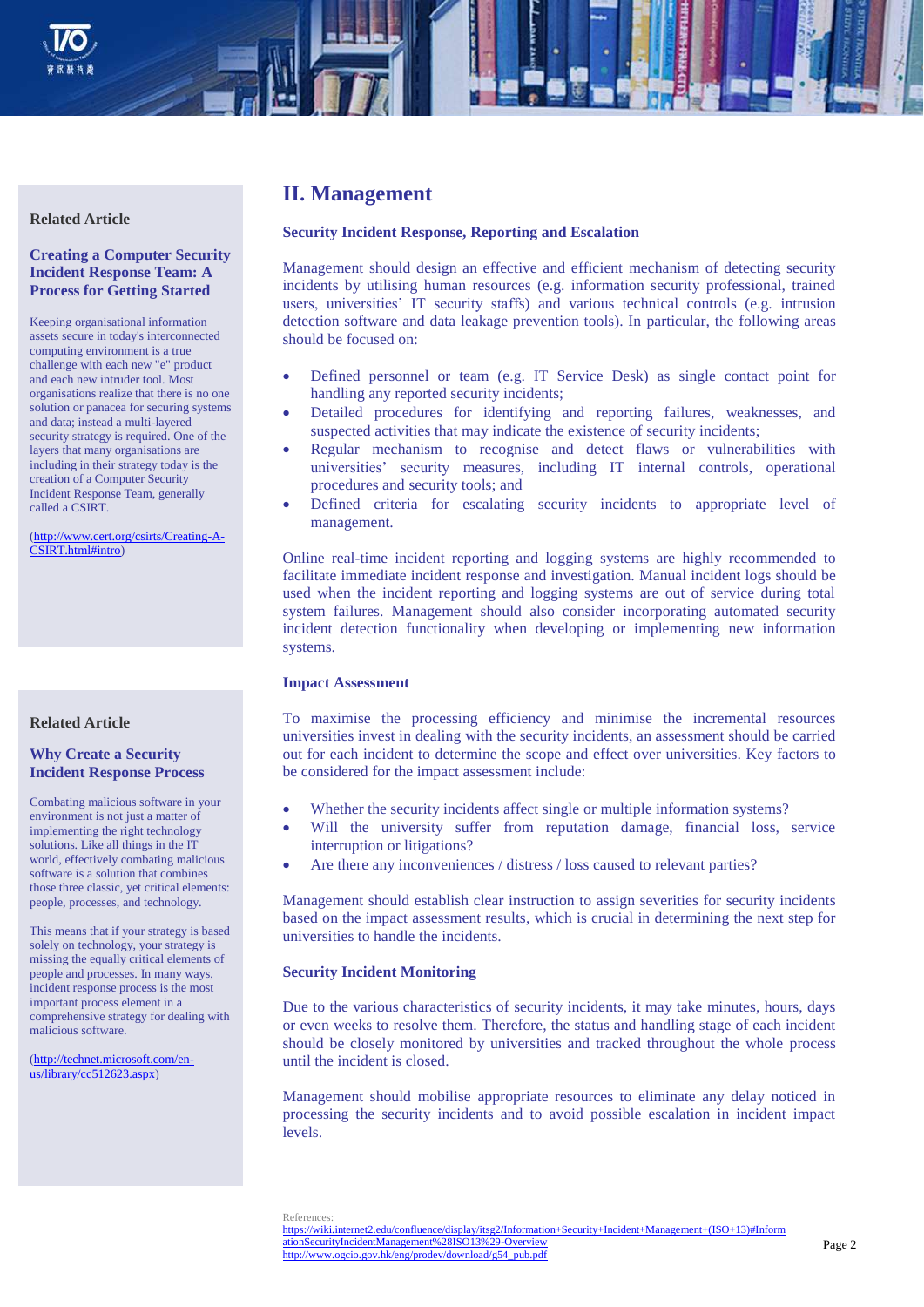# II. Management

### Security Incident Response, Reporting and Escalation

Management should design an effective and efficient mechanism of detecting security incidents by utilising human resources (e.g. information security professional, trained users, universities' IT security staffs) and various technical controls (e.g. intrusion detection software and data leakage prevention tools). In particular, the following areas should be focused on:

- Defined personnel or team (e.g. IT Service Desk) as single contact point for handling any reported security incidents;
- Detailed procedures for identifying and reporting failures, weaknesses, and suspected activities that may indicate the existence of security incidents;
- Regular mechanism to recognise and detect flaws or vulnerabilities with universities' security measures, including IT internal controls, operational procedures and security tools; and
- Defined criteria for escalating security incidents to appropriate level of management.

Online real-time incident reporting and logging systems are highly recommended to facilitate immediate incident response and investigation. Manual incident logs should be used when the incident reporting and logging systems are out of service during total system failures. Management should also consider incorporating automated security incident detection functionality when developing or implementing new information systems.

### Impact Assessment

To maximise the processing efficiency and minimise the incremental resources universities invest in dealing with the security incidents, an assessment should be carried out for each incident to determine the scope and effect over universities. Key factors to be considered for the impact assessment include:

- Whether the security incidents affect single or multiple information systems?
- Will the university suffer from reputation damage, financial loss, service interruption or litigations?
- Are there any inconveniences / distress / loss caused to relevant parties?

Management should establish clear instruction to assign severities for security incidents based on the impact assessment results, which is crucial in determining the next step for universities to handle the incidents.

### Security Incident Monitoring

Due to the various characteristics of security incidents, it may take minutes, hours, days or even weeks to resolve them. Therefore, the status and handling stage of each incident should be closely monitored by universities and tracked throughout the whole process until the incident is closed.

Management should mobilise appropriate resources to eliminate any delay noticed in processing the security incidents and to avoid possible escalation in incident impact levels.

References:
https://wiki.internet2.edu/confluence/display/itsg2/Information+Security+Incident+Management+(ISO+13)#InformationSecurityIncidentManagement%28ISO13%29-Overview
http://www.ogcio.gov.hk/eng/prodev/download/g54_pub.pdf

---

**Related Article**

**Creating a Computer Security Incident Response Team: A Process for Getting Started**

Keeping organisational information assets secure in today's interconnected computing environment is a true challenge with each new "e" product and each new intruder tool. Most organisations realize that there is no one solution or panacea for securing systems and data; instead a multi-layered security strategy is required. One of the layers that many organisations are including in their strategy today is the creation of a Computer Security Incident Response Team, generally called a CSIRT.

(http://www.cert.org/csirts/Creating-A-CSIRT.html#intro)

---

**Related Article**

**Why Create a Security Incident Response Process**

Combating malicious software in your environment is not just a matter of implementing the right technology solutions. Like all things in the IT world, effectively combating malicious software is a solution that combines those three classic, yet critical elements: people, processes, and technology.

This means that if your strategy is based solely on technology, your strategy is missing the equally critical elements of people and processes. In many ways, incident response process is the most important process element in a comprehensive strategy for dealing with malicious software.

(http://technet.microsoft.com/en-us/library/cc512623.aspx)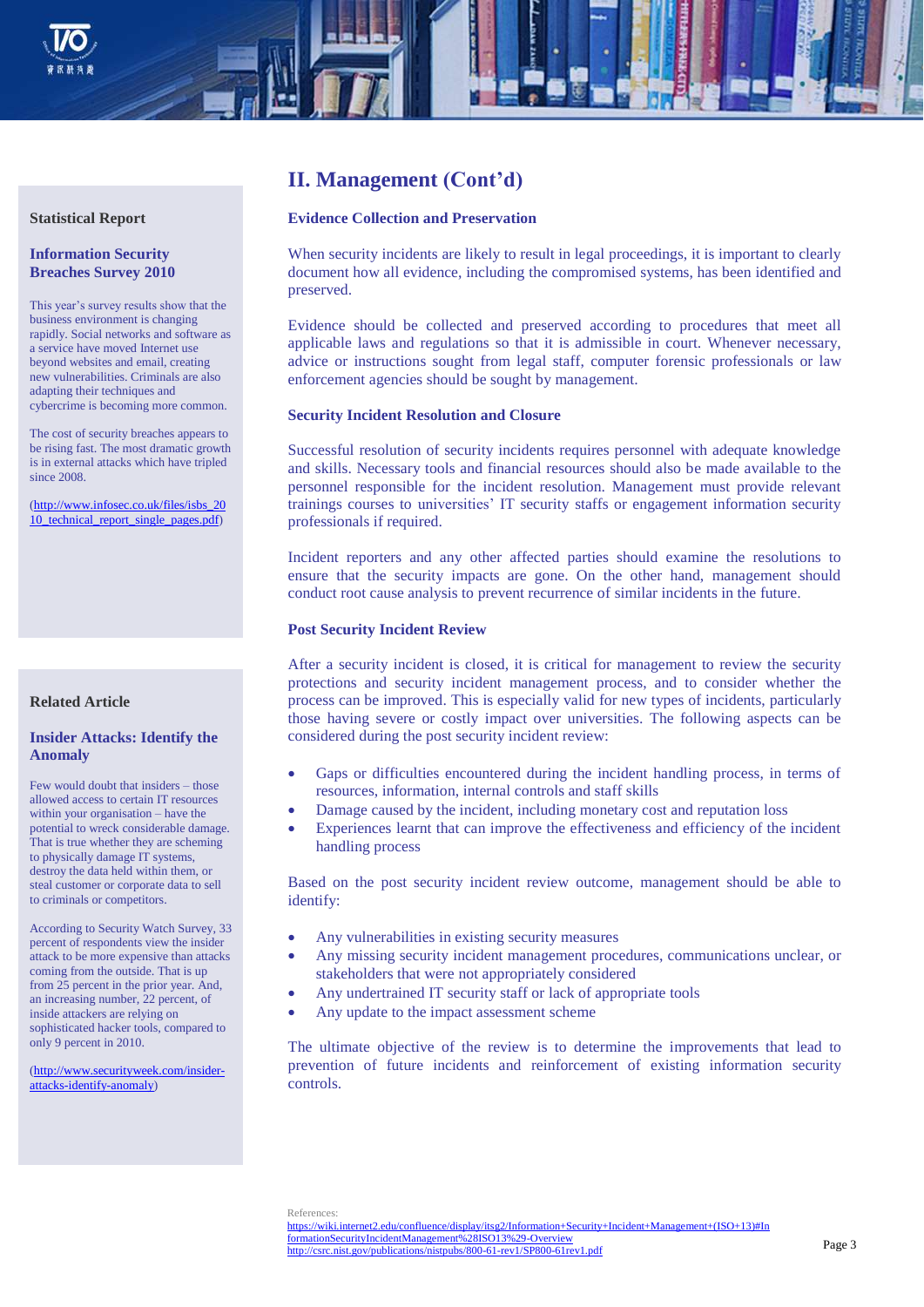## II. Management (Cont'd)

### Evidence Collection and Preservation

When security incidents are likely to result in legal proceedings, it is important to clearly document how all evidence, including the compromised systems, has been identified and preserved.

Evidence should be collected and preserved according to procedures that meet all applicable laws and regulations so that it is admissible in court. Whenever necessary, advice or instructions sought from legal staff, computer forensic professionals or law enforcement agencies should be sought by management.

### Security Incident Resolution and Closure

Successful resolution of security incidents requires personnel with adequate knowledge and skills. Necessary tools and financial resources should also be made available to the personnel responsible for the incident resolution. Management must provide relevant trainings courses to universities' IT security staffs or engagement information security professionals if required.

Incident reporters and any other affected parties should examine the resolutions to ensure that the security impacts are gone. On the other hand, management should conduct root cause analysis to prevent recurrence of similar incidents in the future.

### Post Security Incident Review

After a security incident is closed, it is critical for management to review the security protections and security incident management process, and to consider whether the process can be improved. This is especially valid for new types of incidents, particularly those having severe or costly impact over universities. The following aspects can be considered during the post security incident review:

- Gaps or difficulties encountered during the incident handling process, in terms of resources, information, internal controls and staff skills
- Damage caused by the incident, including monetary cost and reputation loss
- Experiences learnt that can improve the effectiveness and efficiency of the incident handling process

Based on the post security incident review outcome, management should be able to identify:

- Any vulnerabilities in existing security measures
- Any missing security incident management procedures, communications unclear, or stakeholders that were not appropriately considered
- Any undertrained IT security staff or lack of appropriate tools
- Any update to the impact assessment scheme

The ultimate objective of the review is to determine the improvements that lead to prevention of future incidents and reinforcement of existing information security controls.

References:
https://wiki.internet2.edu/confluence/display/itsg2/Information+Security+Incident+Management+(ISO+13)#InformationSecurityIncidentManagement%28ISO13%29-Overview
http://csrc.nist.gov/publications/nistpubs/800-61-rev1/SP800-61rev1.pdf

---

**Statistical Report**

**Information Security Breaches Survey 2010**

This year's survey results show that the business environment is changing rapidly. Social networks and software as a service have moved Internet use beyond websites and email, creating new vulnerabilities. Criminals are also adapting their techniques and cybercrime is becoming more common.

The cost of security breaches appears to be rising fast. The most dramatic growth is in external attacks which have tripled since 2008.

(http://www.infosec.co.uk/files/isbs_2010_technical_report_single_pages.pdf)

**Related Article**

**Insider Attacks: Identify the Anomaly**

Few would doubt that insiders – those allowed access to certain IT resources within your organisation – have the potential to wreck considerable damage. That is true whether they are scheming to physically damage IT systems, destroy the data held within them, or steal customer or corporate data to sell to criminals or competitors.

According to Security Watch Survey, 33 percent of respondents view the insider attack to be more expensive than attacks coming from the outside. That is up from 25 percent in the prior year. And, an increasing number, 22 percent, of inside attackers are relying on sophisticated hacker tools, compared to only 9 percent in 2010.

(http://www.securityweek.com/insider-attacks-identify-anomaly)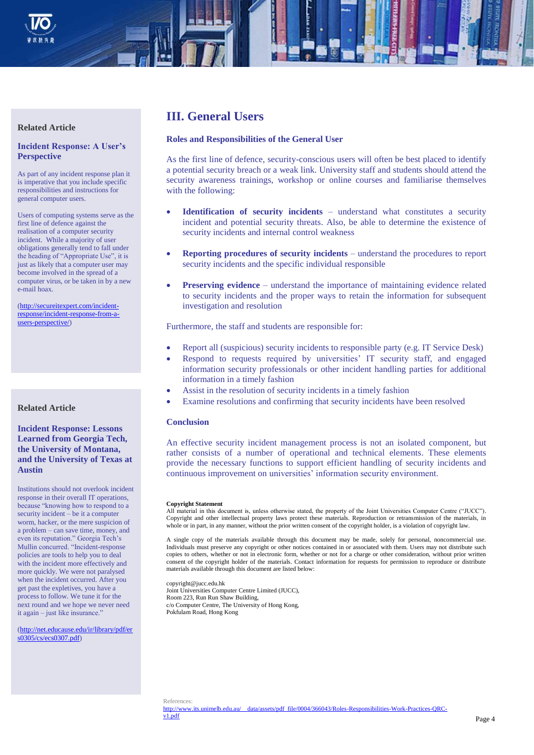## III. General Users

### Roles and Responsibilities of the General User

As the first line of defence, security-conscious users will often be best placed to identify a potential security breach or a weak link. University staff and students should attend the security awareness trainings, workshop or online courses and familiarise themselves with the following:

- **Identification of security incidents** – understand what constitutes a security incident and potential security threats. Also, be able to determine the existence of security incidents and internal control weakness
- **Reporting procedures of security incidents** – understand the procedures to report security incidents and the specific individual responsible
- **Preserving evidence** – understand the importance of maintaining evidence related to security incidents and the proper ways to retain the information for subsequent investigation and resolution

Furthermore, the staff and students are responsible for:

- Report all (suspicious) security incidents to responsible party (e.g. IT Service Desk)
- Respond to requests required by universities' IT security staff, and engaged information security professionals or other incident handling parties for additional information in a timely fashion
- Assist in the resolution of security incidents in a timely fashion
- Examine resolutions and confirming that security incidents have been resolved

### Conclusion

An effective security incident management process is not an isolated component, but rather consists of a number of operational and technical elements. These elements provide the necessary functions to support efficient handling of security incidents and continuous improvement on universities' information security environment.

**Related Article**

**Incident Response: A User's Perspective**

As part of any incident response plan it is imperative that you include specific responsibilities and instructions for general computer users.

Users of computing systems serve as the first line of defence against the realisation of a computer security incident. While a majority of user obligations generally tend to fall under the heading of "Appropriate Use", it is just as likely that a computer user may become involved in the spread of a computer virus, or be taken in by a new e-mail hoax.

(http://secureitexpert.com/incident-response/incident-response-from-a-users-perspective/)

**Related Article**

**Incident Response: Lessons Learned from Georgia Tech, the University of Montana, and the University of Texas at Austin**

Institutions should not overlook incident response in their overall IT operations, because "knowing how to respond to a security incident – be it a computer worm, hacker, or the mere suspicion of a problem – can save time, money, and even its reputation." Georgia Tech's Mullin concurred. "Incident-response policies are tools to help you to deal with the incident more effectively and more quickly. We were not paralysed when the incident occurred. After you get past the expletives, you have a process to follow. We tune it for the next round and we hope we never need it again – just like insurance."

(http://net.educause.edu/ir/library/pdf/ers0305/cs/ecs0307.pdf)

**Copyright Statement**
All material in this document is, unless otherwise stated, the property of the Joint Universities Computer Centre ("JUCC"). Copyright and other intellectual property laws protect these materials. Reproduction or retransmission of the materials, in whole or in part, in any manner, without the prior written consent of the copyright holder, is a violation of copyright law.

A single copy of the materials available through this document may be made, solely for personal, noncommercial use. Individuals must preserve any copyright or other notices contained in or associated with them. Users may not distribute such copies to others, whether or not in electronic form, whether or not for a charge or other consideration, without prior written consent of the copyright holder of the materials. Contact information for requests for permission to reproduce or distribute materials available through this document are listed below:

copyright@jucc.edu.hk
Joint Universities Computer Centre Limited (JUCC),
Room 223, Run Run Shaw Building,
c/o Computer Centre, The University of Hong Kong,
Pokfulam Road, Hong Kong

References:
http://www.its.unimelb.edu.au/__data/assets/pdf_file/0004/366043/Roles-Responsibilities-Work-Practices-QRC-v1.pdf